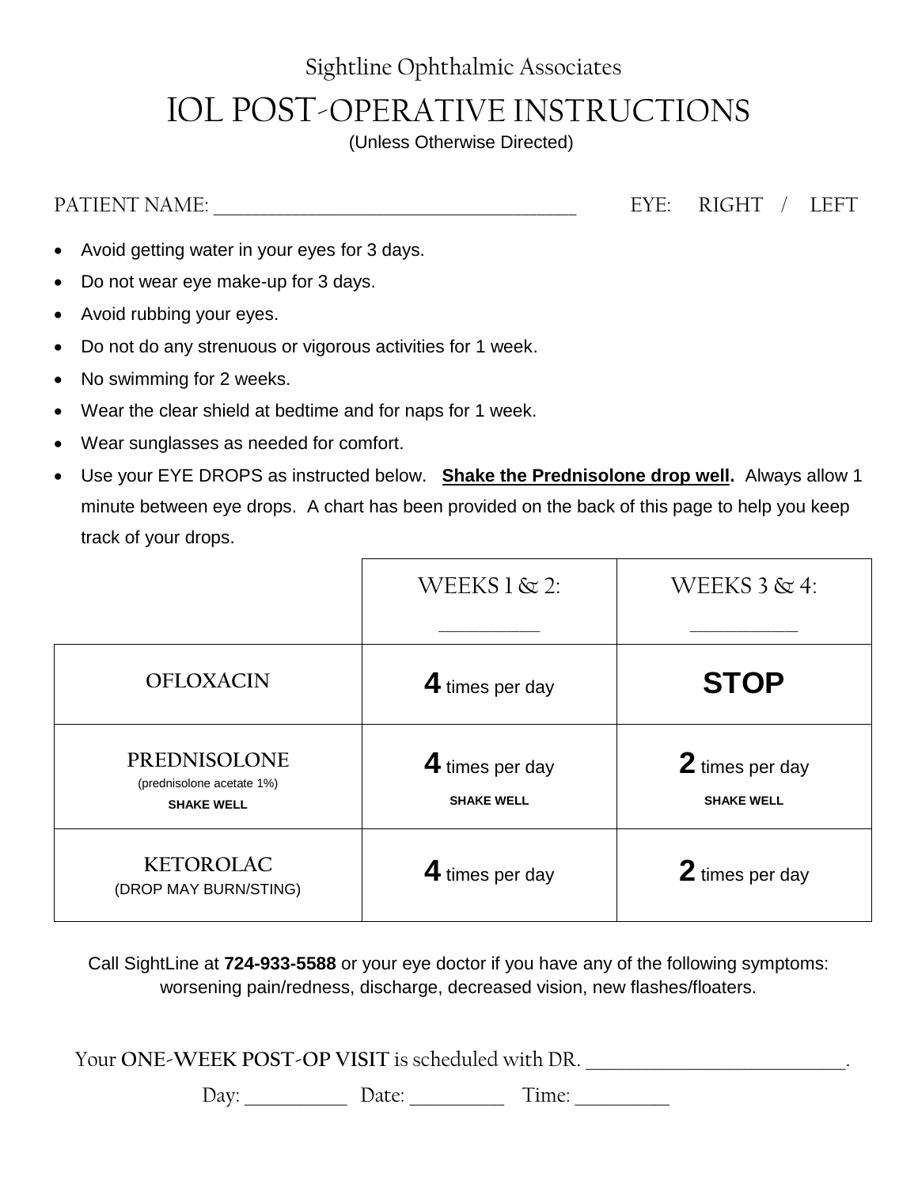Sightline Ophthalmic Associates

# IOL POST-OPERATIVE INSTRUCTIONS

(Unless Otherwise Directed)

PATIENT NAME: ______________________________________ EYE: RIGHT / LEFT

- Avoid getting water in your eyes for 3 days.
- Do not wear eye make-up for 3 days.
- Avoid rubbing your eyes.
- Do not do any strenuous or vigorous activities for 1 week.
- No swimming for 2 weeks.
- Wear the clear shield at bedtime and for naps for 1 week.
- Wear sunglasses as needed for comfort.
- Use your EYE DROPS as instructed below. **Shake the Prednisolone drop well.** Always allow 1 minute between eye drops. A chart has been provided on the back of this page to help you keep track of your drops.

| | WEEKS 1 & 2: __________ | WEEKS 3 & 4: __________ |
|---|---|---|
| OFLOXACIN | **4** times per day | **STOP** |
| PREDNISOLONE (prednisolone acetate 1%) **SHAKE WELL** | **4** times per day **SHAKE WELL** | **2** times per day **SHAKE WELL** |
| KETOROLAC (DROP MAY BURN/STING) | **4** times per day | **2** times per day |

Call SightLine at **724-933-5588** or your eye doctor if you have any of the following symptoms: worsening pain/redness, discharge, decreased vision, new flashes/floaters.

Your **ONE-WEEK POST-OP VISIT** is scheduled with DR. ___________________________.

Day: ___________ Date: __________ Time: __________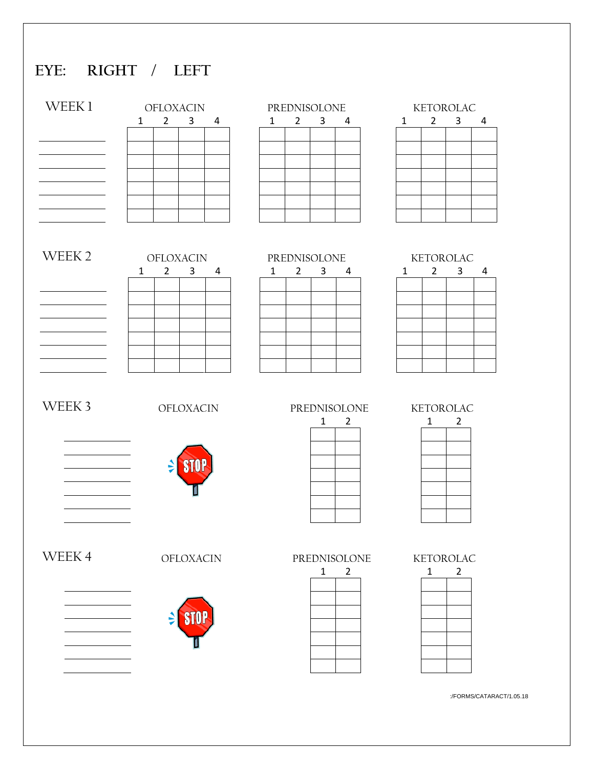**EYE: RIGHT / LEFT**

## WEEK 1

| Date | OFLOXACIN 1 | OFLOXACIN 2 | OFLOXACIN 3 | OFLOXACIN 4 | PREDNISOLONE 1 | PREDNISOLONE 2 | PREDNISOLONE 3 | PREDNISOLONE 4 | KETOROLAC 1 | KETOROLAC 2 | KETOROLAC 3 | KETOROLAC 4 |
|---|---|---|---|---|---|---|---|---|---|---|---|---|
| | | | | | | | | | | | | |
| | | | | | | | | | | | | |
| | | | | | | | | | | | | |
| | | | | | | | | | | | | |
| | | | | | | | | | | | | |
| | | | | | | | | | | | | |
| | | | | | | | | | | | | |

## WEEK 2

| Date | OFLOXACIN 1 | OFLOXACIN 2 | OFLOXACIN 3 | OFLOXACIN 4 | PREDNISOLONE 1 | PREDNISOLONE 2 | PREDNISOLONE 3 | PREDNISOLONE 4 | KETOROLAC 1 | KETOROLAC 2 | KETOROLAC 3 | KETOROLAC 4 |
|---|---|---|---|---|---|---|---|---|---|---|---|---|
| | | | | | | | | | | | | |
| | | | | | | | | | | | | |
| | | | | | | | | | | | | |
| | | | | | | | | | | | | |
| | | | | | | | | | | | | |
| | | | | | | | | | | | | |
| | | | | | | | | | | | | |

## WEEK 3

OFLOXACIN: STOP

| Date | PREDNISOLONE 1 | PREDNISOLONE 2 | KETOROLAC 1 | KETOROLAC 2 |
|---|---|---|---|---|
| | | | | |
| | | | | |
| | | | | |
| | | | | |
| | | | | |
| | | | | |
| | | | | |

## WEEK 4

OFLOXACIN: STOP

| Date | PREDNISOLONE 1 | PREDNISOLONE 2 | KETOROLAC 1 | KETOROLAC 2 |
|---|---|---|---|---|
| | | | | |
| | | | | |
| | | | | |
| | | | | |
| | | | | |
| | | | | |
| | | | | |

:/FORMS/CATARACT/1.05.18